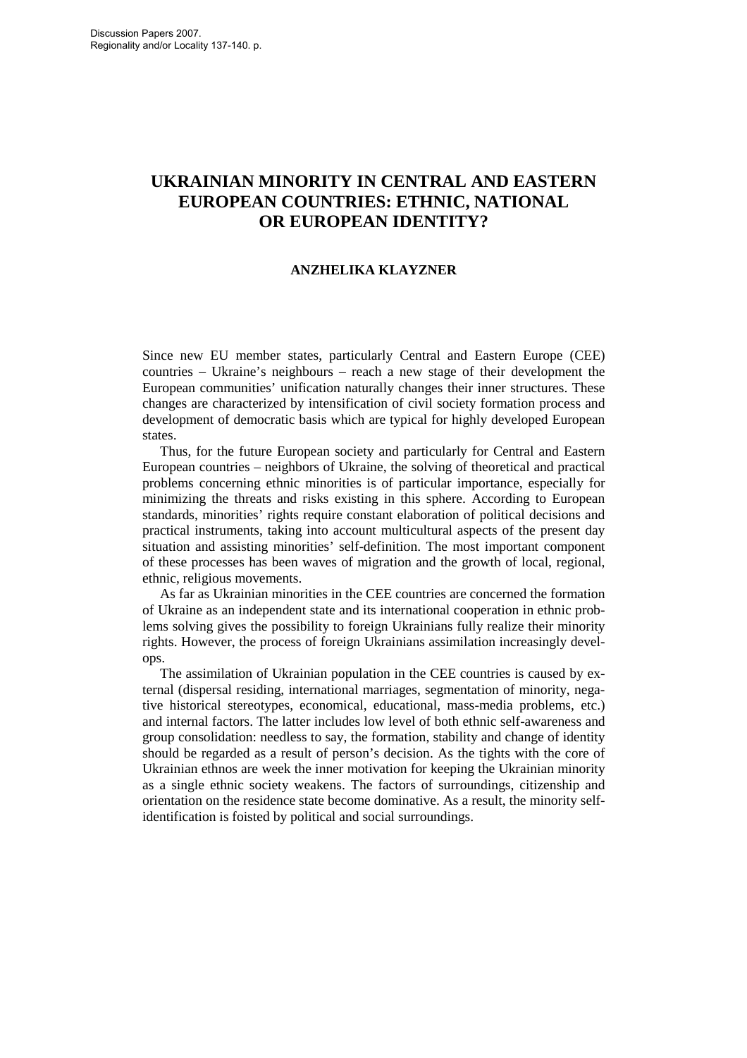# UKRAINIAN MINORITY IN CENTRAL AND EASTERN EUROPEAN COUNTRIES: ETHNIC, NATIONAL OR EUROPEAN IDENTITY?

**ANZHELIKA KLAYZNER**

Since new EU member states, particularly Central and Eastern Europe (CEE) countries – Ukraine's neighbours – reach a new stage of their development the European communities' unification naturally changes their inner structures. These changes are characterized by intensification of civil society formation process and development of democratic basis which are typical for highly developed European states.

Thus, for the future European society and particularly for Central and Eastern European countries – neighbors of Ukraine, the solving of theoretical and practical problems concerning ethnic minorities is of particular importance, especially for minimizing the threats and risks existing in this sphere. According to European standards, minorities' rights require constant elaboration of political decisions and practical instruments, taking into account multicultural aspects of the present day situation and assisting minorities' self-definition. The most important component of these processes has been waves of migration and the growth of local, regional, ethnic, religious movements.

As far as Ukrainian minorities in the CEE countries are concerned the formation of Ukraine as an independent state and its international cooperation in ethnic problems solving gives the possibility to foreign Ukrainians fully realize their minority rights. However, the process of foreign Ukrainians assimilation increasingly develops.

The assimilation of Ukrainian population in the CEE countries is caused by external (dispersal residing, international marriages, segmentation of minority, negative historical stereotypes, economical, educational, mass-media problems, etc.) and internal factors. The latter includes low level of both ethnic self-awareness and group consolidation: needless to say, the formation, stability and change of identity should be regarded as a result of person's decision. As the tights with the core of Ukrainian ethnos are week the inner motivation for keeping the Ukrainian minority as a single ethnic society weakens. The factors of surroundings, citizenship and orientation on the residence state become dominative. As a result, the minority self-identification is foisted by political and social surroundings.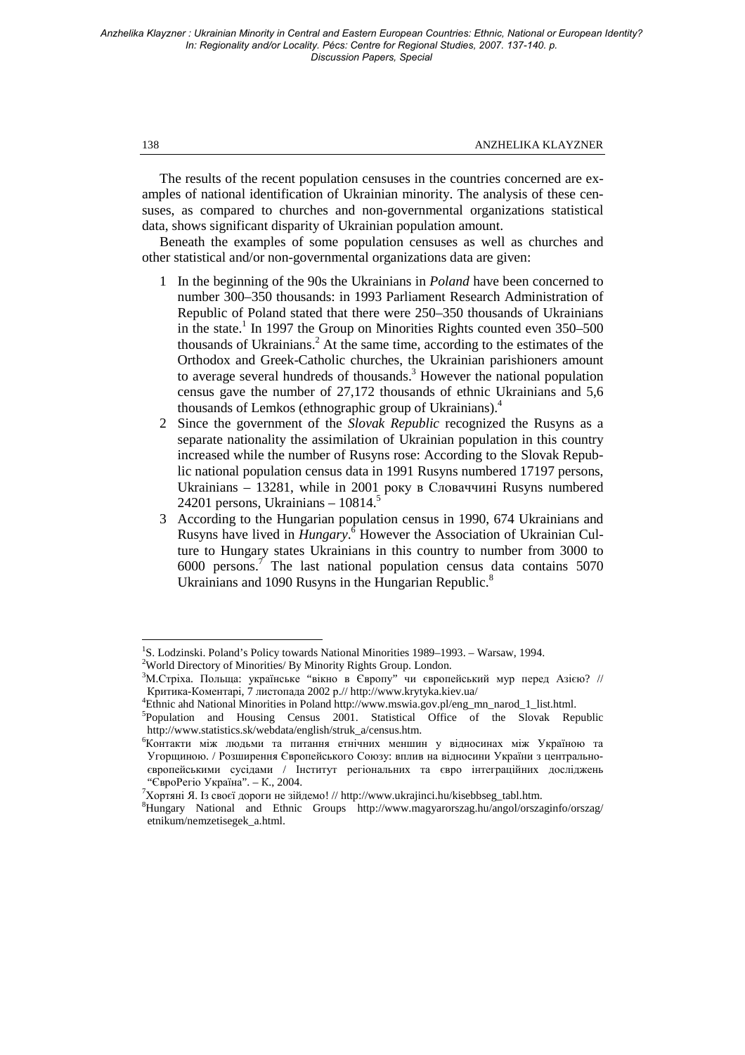The results of the recent population censuses in the countries concerned are examples of national identification of Ukrainian minority. The analysis of these censuses, as compared to churches and non-governmental organizations statistical data, shows significant disparity of Ukrainian population amount.

Beneath the examples of some population censuses as well as churches and other statistical and/or non-governmental organizations data are given:

1. In the beginning of the 90s the Ukrainians in *Poland* have been concerned to number 300–350 thousands: in 1993 Parliament Research Administration of Republic of Poland stated that there were 250–350 thousands of Ukrainians in the state.[1] In 1997 the Group on Minorities Rights counted even 350–500 thousands of Ukrainians.[2] At the same time, according to the estimates of the Orthodox and Greek-Catholic churches, the Ukrainian parishioners amount to average several hundreds of thousands.[3] However the national population census gave the number of 27,172 thousands of ethnic Ukrainians and 5,6 thousands of Lemkos (ethnographic group of Ukrainians).[4]
2. Since the government of the *Slovak Republic* recognized the Rusyns as a separate nationality the assimilation of Ukrainian population in this country increased while the number of Rusyns rose: According to the Slovak Republic national population census data in 1991 Rusyns numbered 17197 persons, Ukrainians – 13281, while in 2001 року в Словаччині Rusyns numbered 24201 persons, Ukrainians – 10814.[5]
3. According to the Hungarian population census in 1990, 674 Ukrainians and Rusyns have lived in *Hungary*.[6] However the Association of Ukrainian Culture to Hungary states Ukrainians in this country to number from 3000 to 6000 persons.[7] The last national population census data contains 5070 Ukrainians and 1090 Rusyns in the Hungarian Republic.[8]

---

[1] S. Lodzinski. Poland's Policy towards National Minorities 1989–1993. – Warsaw, 1994.

[2] World Directory of Minorities/ By Minority Rights Group. London.

[3] М.Стріха. Польща: українське "вікно в Європу" чи європейський мур перед Азією? // Критика-Коментарі, 7 листопада 2002 р.// http://www.krytyka.kiev.ua/

[4] Ethnic ahd National Minorities in Poland http://www.mswia.gov.pl/eng_mn_narod_1_list.html.

[5] Population and Housing Census 2001. Statistical Office of the Slovak Republic http://www.statistics.sk/webdata/english/struk_a/census.htm.

[6] Контакти між людьми та питання етнічних меншин у відносинах між Україною та Угорщиною. / Розширення Європейського Союзу: вплив на відносини України з центрально-європейськими сусідами / Інститут регіональних та євро інтеграційних досліджень "ЄвроРегіо Україна". – К., 2004.

[7] Хортяні Я. Із своєї дороги не зійдемо! // http://www.ukrajinci.hu/kisebbseg_tabl.htm.

[8] Hungary National and Ethnic Groups http://www.magyarorszag.hu/angol/orszaginfo/orszag/etnikum/nemzetisegek_a.html.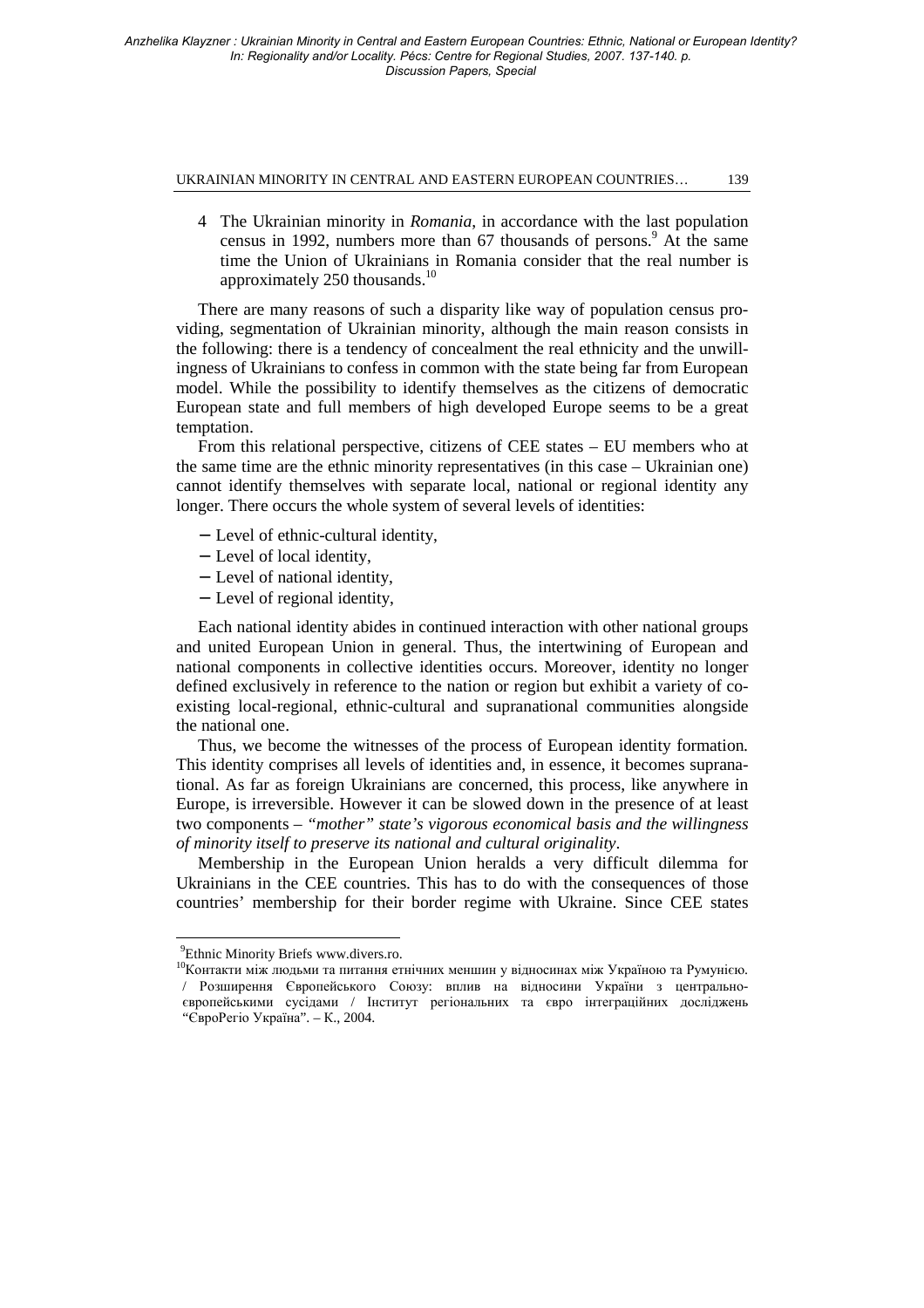4 The Ukrainian minority in *Romania*, in accordance with the last population census in 1992, numbers more than 67 thousands of persons.[9] At the same time the Union of Ukrainians in Romania consider that the real number is approximately 250 thousands.[10]

There are many reasons of such a disparity like way of population census providing, segmentation of Ukrainian minority, although the main reason consists in the following: there is a tendency of concealment the real ethnicity and the unwillingness of Ukrainians to confess in common with the state being far from European model. While the possibility to identify themselves as the citizens of democratic European state and full members of high developed Europe seems to be a great temptation.

From this relational perspective, citizens of CEE states – EU members who at the same time are the ethnic minority representatives (in this case – Ukrainian one) cannot identify themselves with separate local, national or regional identity any longer. There occurs the whole system of several levels of identities:

- Level of ethnic-cultural identity,
- Level of local identity,
- Level of national identity,
- Level of regional identity,

Each national identity abides in continued interaction with other national groups and united European Union in general. Thus, the intertwining of European and national components in collective identities occurs. Moreover, identity no longer defined exclusively in reference to the nation or region but exhibit a variety of coexisting local-regional, ethnic-cultural and supranational communities alongside the national one.

Thus, we become the witnesses of the process of European identity formation. This identity comprises all levels of identities and, in essence, it becomes supranational. As far as foreign Ukrainians are concerned, this process, like anywhere in Europe, is irreversible. However it can be slowed down in the presence of at least two components – *"mother" state's vigorous economical basis and the willingness of minority itself to preserve its national and cultural originality*.

Membership in the European Union heralds a very difficult dilemma for Ukrainians in the CEE countries. This has to do with the consequences of those countries' membership for their border regime with Ukraine. Since CEE states

[9] Ethnic Minority Briefs www.divers.ro.

[10] Контакти між людьми та питання етнічних меншин у відносинах між Україною та Румунією. / Розширення Європейського Союзу: вплив на відносини України з центрально-європейськими сусідами / Інститут регіональних та євро інтеграційних досліджень "ЄвроРегіо Україна". – К., 2004.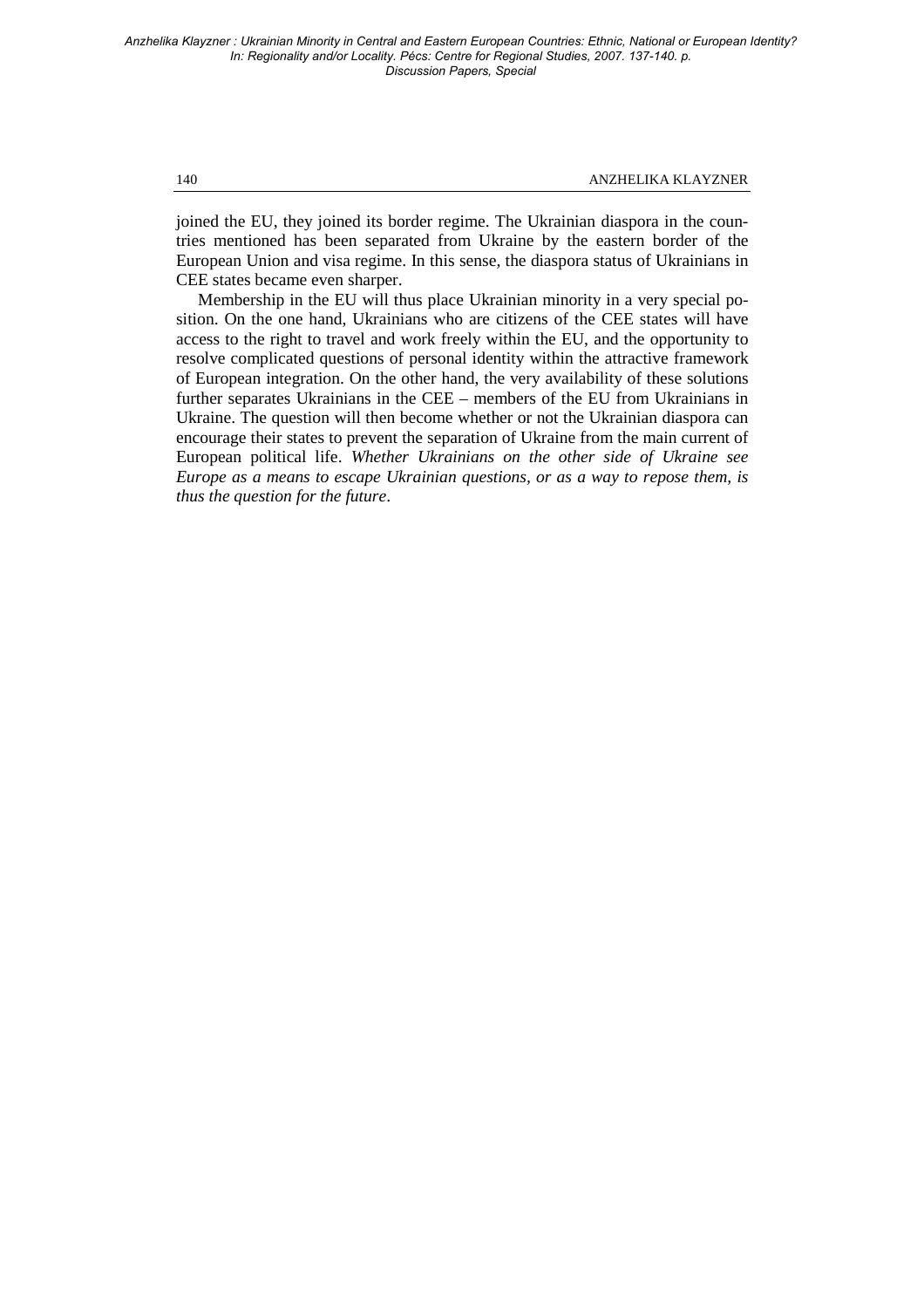joined the EU, they joined its border regime. The Ukrainian diaspora in the countries mentioned has been separated from Ukraine by the eastern border of the European Union and visa regime. In this sense, the diaspora status of Ukrainians in CEE states became even sharper.

Membership in the EU will thus place Ukrainian minority in a very special position. On the one hand, Ukrainians who are citizens of the CEE states will have access to the right to travel and work freely within the EU, and the opportunity to resolve complicated questions of personal identity within the attractive framework of European integration. On the other hand, the very availability of these solutions further separates Ukrainians in the CEE – members of the EU from Ukrainians in Ukraine. The question will then become whether or not the Ukrainian diaspora can encourage their states to prevent the separation of Ukraine from the main current of European political life. *Whether Ukrainians on the other side of Ukraine see Europe as a means to escape Ukrainian questions, or as a way to repose them, is thus the question for the future*.